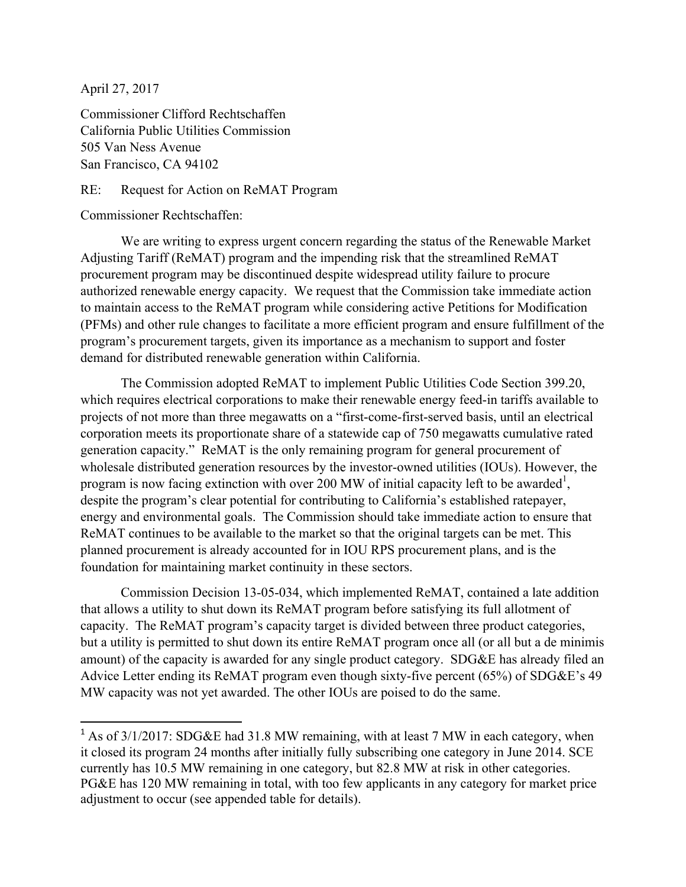April 27, 2017

Commissioner Clifford Rechtschaffen  
California Public Utilities Commission  
505 Van Ness Avenue  
San Francisco, CA 94102

RE: Request for Action on ReMAT Program

Commissioner Rechtschaffen:

We are writing to express urgent concern regarding the status of the Renewable Market Adjusting Tariff (ReMAT) program and the impending risk that the streamlined ReMAT procurement program may be discontinued despite widespread utility failure to procure authorized renewable energy capacity. We request that the Commission take immediate action to maintain access to the ReMAT program while considering active Petitions for Modification (PFMs) and other rule changes to facilitate a more efficient program and ensure fulfillment of the program's procurement targets, given its importance as a mechanism to support and foster demand for distributed renewable generation within California.

The Commission adopted ReMAT to implement Public Utilities Code Section 399.20, which requires electrical corporations to make their renewable energy feed-in tariffs available to projects of not more than three megawatts on a "first-come-first-served basis, until an electrical corporation meets its proportionate share of a statewide cap of 750 megawatts cumulative rated generation capacity." ReMAT is the only remaining program for general procurement of wholesale distributed generation resources by the investor-owned utilities (IOUs). However, the program is now facing extinction with over 200 MW of initial capacity left to be awarded[1], despite the program's clear potential for contributing to California's established ratepayer, energy and environmental goals. The Commission should take immediate action to ensure that ReMAT continues to be available to the market so that the original targets can be met. This planned procurement is already accounted for in IOU RPS procurement plans, and is the foundation for maintaining market continuity in these sectors.

Commission Decision 13-05-034, which implemented ReMAT, contained a late addition that allows a utility to shut down its ReMAT program before satisfying its full allotment of capacity. The ReMAT program's capacity target is divided between three product categories, but a utility is permitted to shut down its entire ReMAT program once all (or all but a de minimis amount) of the capacity is awarded for any single product category. SDG&E has already filed an Advice Letter ending its ReMAT program even though sixty-five percent (65%) of SDG&E's 49 MW capacity was not yet awarded. The other IOUs are poised to do the same.

---

[1] As of 3/1/2017: SDG&E had 31.8 MW remaining, with at least 7 MW in each category, when it closed its program 24 months after initially fully subscribing one category in June 2014. SCE currently has 10.5 MW remaining in one category, but 82.8 MW at risk in other categories. PG&E has 120 MW remaining in total, with too few applicants in any category for market price adjustment to occur (see appended table for details).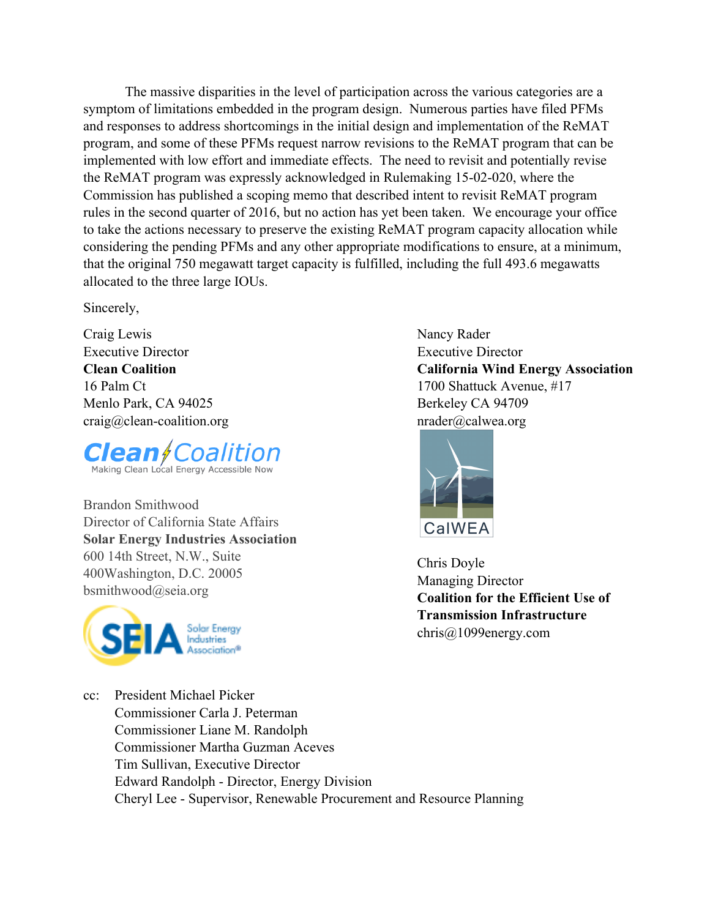The massive disparities in the level of participation across the various categories are a symptom of limitations embedded in the program design. Numerous parties have filed PFMs and responses to address shortcomings in the initial design and implementation of the ReMAT program, and some of these PFMs request narrow revisions to the ReMAT program that can be implemented with low effort and immediate effects. The need to revisit and potentially revise the ReMAT program was expressly acknowledged in Rulemaking 15-02-020, where the Commission has published a scoping memo that described intent to revisit ReMAT program rules in the second quarter of 2016, but no action has yet been taken. We encourage your office to take the actions necessary to preserve the existing ReMAT program capacity allocation while considering the pending PFMs and any other appropriate modifications to ensure, at a minimum, that the original 750 megawatt target capacity is fulfilled, including the full 493.6 megawatts allocated to the three large IOUs.

Sincerely,

Craig Lewis
Executive Director
**Clean Coalition**
16 Palm Ct
Menlo Park, CA 94025
craig@clean-coalition.org

Clean Coalition
Making Clean Local Energy Accessible Now

Brandon Smithwood
Director of California State Affairs
**Solar Energy Industries Association**
600 14th Street, N.W., Suite 400Washington, D.C. 20005
bsmithwood@seia.org

SEIA Solar Energy Industries Association®

Nancy Rader
Executive Director
**California Wind Energy Association**
1700 Shattuck Avenue, #17
Berkeley CA 94709
nrader@calwea.org

CalWEA

Chris Doyle
Managing Director
**Coalition for the Efficient Use of Transmission Infrastructure**
chris@1099energy.com

cc: President Michael Picker
Commissioner Carla J. Peterman
Commissioner Liane M. Randolph
Commissioner Martha Guzman Aceves
Tim Sullivan, Executive Director
Edward Randolph - Director, Energy Division
Cheryl Lee - Supervisor, Renewable Procurement and Resource Planning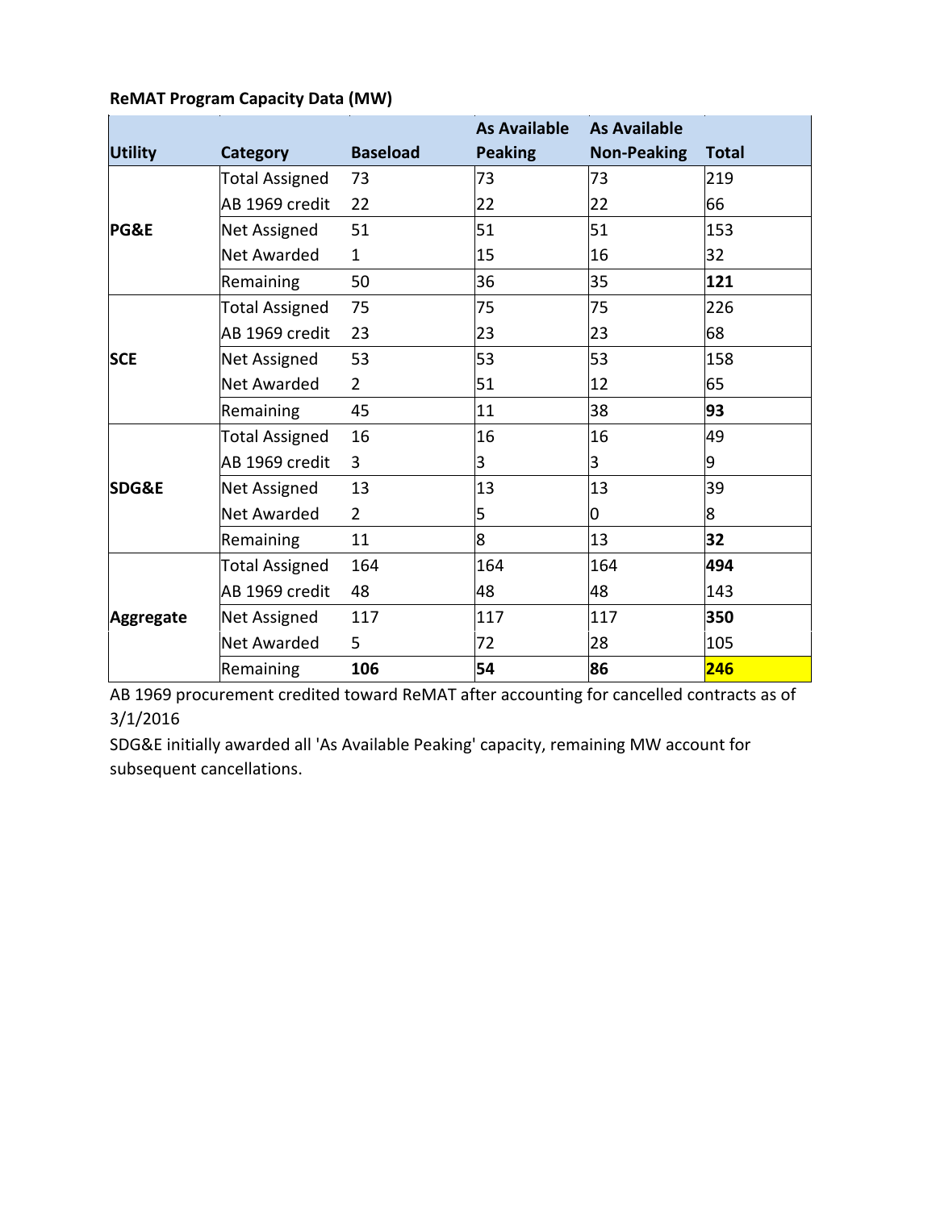**ReMAT Program Capacity Data (MW)**

| Utility | Category | Baseload | As Available Peaking | As Available Non-Peaking | Total |
|---|---|---|---|---|---|
| PG&E | Total Assigned | 73 | 73 | 73 | 219 |
| | AB 1969 credit | 22 | 22 | 22 | 66 |
| | Net Assigned | 51 | 51 | 51 | 153 |
| | Net Awarded | 1 | 15 | 16 | 32 |
| | Remaining | 50 | 36 | 35 | **121** |
| SCE | Total Assigned | 75 | 75 | 75 | 226 |
| | AB 1969 credit | 23 | 23 | 23 | 68 |
| | Net Assigned | 53 | 53 | 53 | 158 |
| | Net Awarded | 2 | 51 | 12 | 65 |
| | Remaining | 45 | 11 | 38 | **93** |
| SDG&E | Total Assigned | 16 | 16 | 16 | 49 |
| | AB 1969 credit | 3 | 3 | 3 | 9 |
| | Net Assigned | 13 | 13 | 13 | 39 |
| | Net Awarded | 2 | 5 | 0 | 8 |
| | Remaining | 11 | 8 | 13 | **32** |
| Aggregate | Total Assigned | 164 | 164 | 164 | **494** |
| | AB 1969 credit | 48 | 48 | 48 | 143 |
| | Net Assigned | 117 | 117 | 117 | **350** |
| | Net Awarded | 5 | 72 | 28 | 105 |
| | Remaining | **106** | **54** | **86** | **246** |

AB 1969 procurement credited toward ReMAT after accounting for cancelled contracts as of 3/1/2016

SDG&E initially awarded all 'As Available Peaking' capacity, remaining MW account for subsequent cancellations.